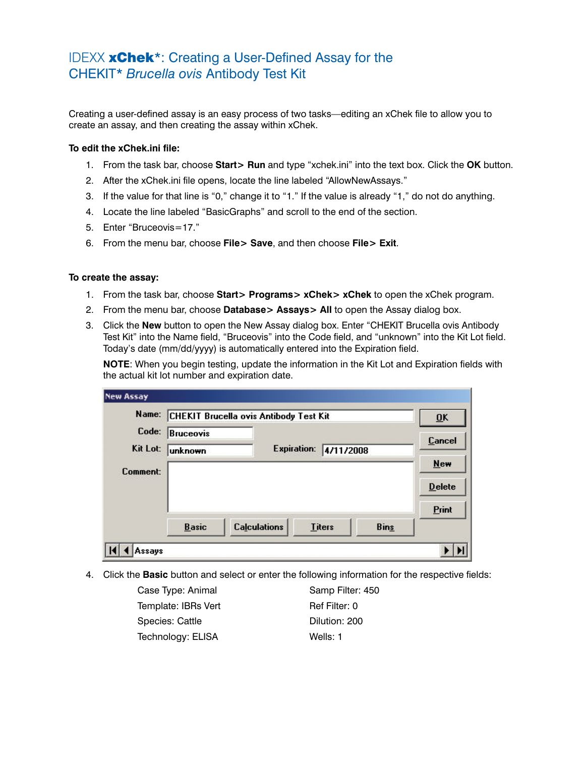# IDEXX **xChek***: Creating a User-Defined Assay for the CHEKIT* *Brucella ovis* Antibody Test Kit

Creating a user-defined assay is an easy process of two tasks—editing an xChek file to allow you to create an assay, and then creating the assay within xChek.

**To edit the xChek.ini file:**

1. From the task bar, choose **Start> Run** and type "xchek.ini" into the text box. Click the **OK** button.
2. After the xChek.ini file opens, locate the line labeled "AllowNewAssays."
3. If the value for that line is "0," change it to "1." If the value is already "1," do not do anything.
4. Locate the line labeled "BasicGraphs" and scroll to the end of the section.
5. Enter "Bruceovis=17."
6. From the menu bar, choose **File> Save**, and then choose **File> Exit**.

**To create the assay:**

1. From the task bar, choose **Start> Programs> xChek> xChek** to open the xChek program.
2. From the menu bar, choose **Database> Assays> All** to open the Assay dialog box.
3. Click the **New** button to open the New Assay dialog box. Enter "CHEKIT Brucella ovis Antibody Test Kit" into the Name field, "Bruceovis" into the Code field, and "unknown" into the Kit Lot field. Today's date (mm/dd/yyyy) is automatically entered into the Expiration field.

   **NOTE**: When you begin testing, update the information in the Kit Lot and Expiration fields with the actual kit lot number and expiration date.

4. Click the **Basic** button and select or enter the following information for the respective fields:

| | |
|---|---|
| Case Type: Animal | Samp Filter: 450 |
| Template: IBRs Vert | Ref Filter: 0 |
| Species: Cattle | Dilution: 200 |
| Technology: ELISA | Wells: 1 |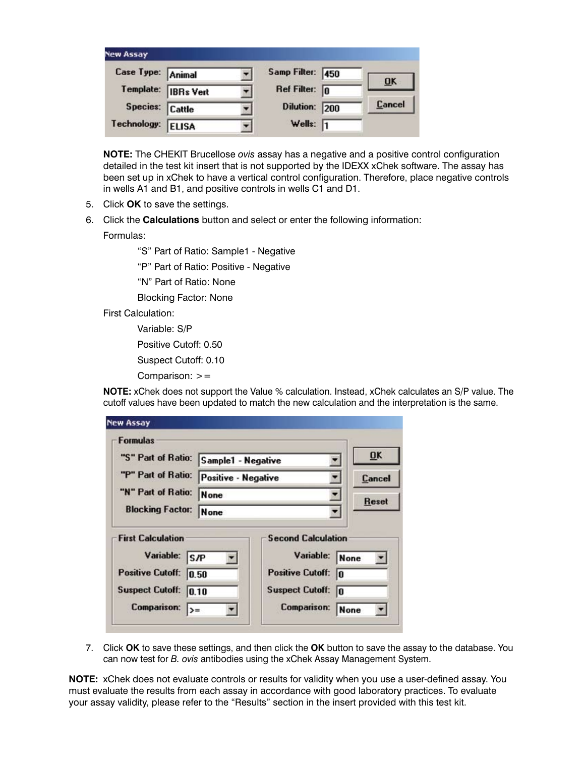| New Assay | | | |
|---|---|---|---|
| Case Type: | Animal | Samp Filter: | 450 |
| Template: | IBRs Vert | Ref Filter: | 0 |
| Species: | Cattle | Dilution: | 200 |
| Technology: | ELISA | Wells: | 1 |

**NOTE:** The CHEKIT Brucellose *ovis* assay has a negative and a positive control configuration detailed in the test kit insert that is not supported by the IDEXX xChek software. The assay has been set up in xChek to have a vertical control configuration. Therefore, place negative controls in wells A1 and B1, and positive controls in wells C1 and D1.

5. Click **OK** to save the settings.
6. Click the **Calculations** button and select or enter the following information:

   Formulas:

   "S" Part of Ratio: Sample1 - Negative

   "P" Part of Ratio: Positive - Negative

   "N" Part of Ratio: None

   Blocking Factor: None

   First Calculation:

   Variable: S/P

   Positive Cutoff: 0.50

   Suspect Cutoff: 0.10

   Comparison: >=

   **NOTE:** xChek does not support the Value % calculation. Instead, xChek calculates an S/P value. The cutoff values have been updated to match the new calculation and the interpretation is the same.

| New Assay – Formulas | |
|---|---|
| "S" Part of Ratio: | Sample1 - Negative |
| "P" Part of Ratio: | Positive - Negative |
| "N" Part of Ratio: | None |
| Blocking Factor: | None |

| First Calculation | | Second Calculation | |
|---|---|---|---|
| Variable: | S/P | Variable: | None |
| Positive Cutoff: | 0.50 | Positive Cutoff: | 0 |
| Suspect Cutoff: | 0.10 | Suspect Cutoff: | 0 |
| Comparison: | >= | Comparison: | None |

7. Click **OK** to save these settings, and then click the **OK** button to save the assay to the database. You can now test for *B. ovis* antibodies using the xChek Assay Management System.

**NOTE:** xChek does not evaluate controls or results for validity when you use a user-defined assay. You must evaluate the results from each assay in accordance with good laboratory practices. To evaluate your assay validity, please refer to the "Results" section in the insert provided with this test kit.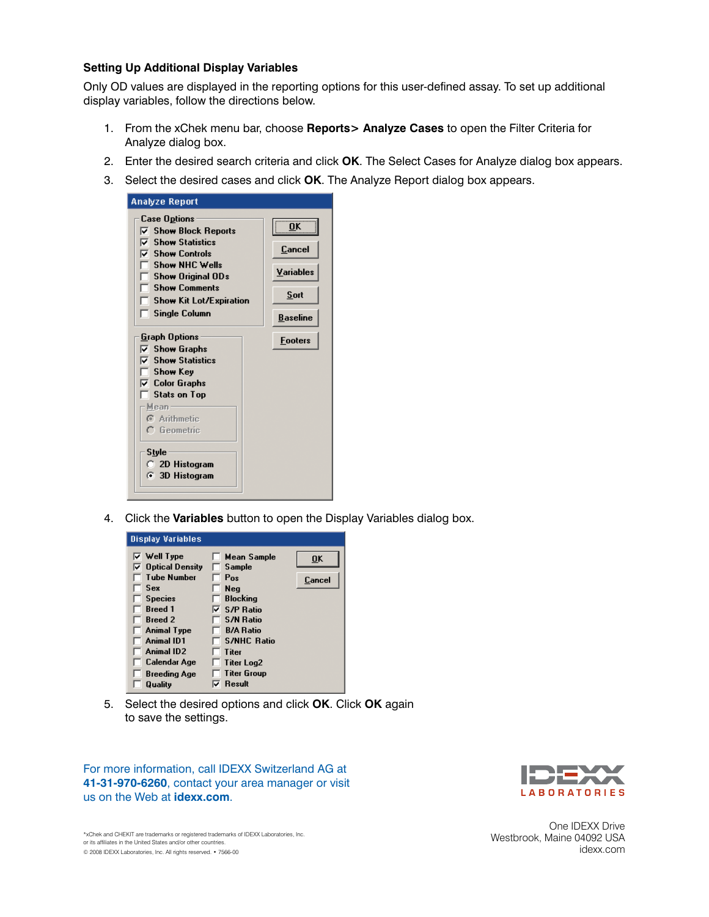### Setting Up Additional Display Variables

Only OD values are displayed in the reporting options for this user-defined assay. To set up additional display variables, follow the directions below.

1. From the xChek menu bar, choose **Reports> Analyze Cases** to open the Filter Criteria for Analyze dialog box.
2. Enter the desired search criteria and click **OK**. The Select Cases for Analyze dialog box appears.
3. Select the desired cases and click **OK**. The Analyze Report dialog box appears.

Analyze Report

Case Options
- [x] Show Block Reports
- [x] Show Statistics
- [x] Show Controls
- [ ] Show NHC Wells
- [ ] Show Original ODs
- [ ] Show Comments
- [ ] Show Kit Lot/Expiration
- [ ] Single Column

Graph Options
- [x] Show Graphs
- [x] Show Statistics
- [ ] Show Key
- [x] Color Graphs
- [ ] Stats on Top

Mean
- (•) Arithmetic
- ( ) Geometric

Style
- ( ) 2D Histogram
- (•) 3D Histogram

OK | Cancel | Variables | Sort | Baseline | Footers

4. Click the **Variables** button to open the Display Variables dialog box.

Display Variables

- [x] Well Type
- [x] Optical Density
- [ ] Tube Number
- [ ] Sex
- [ ] Species
- [ ] Breed 1
- [ ] Breed 2
- [ ] Animal Type
- [ ] Animal ID1
- [ ] Animal ID2
- [ ] Calendar Age
- [ ] Breeding Age
- [ ] Quality
- [ ] Mean Sample
- [ ] Sample
- [ ] Pos
- [ ] Neg
- [ ] Blocking
- [x] S/P Ratio
- [ ] S/N Ratio
- [ ] B/A Ratio
- [ ] S/NHC Ratio
- [ ] Titer
- [ ] Titer Log2
- [ ] Titer Group
- [x] Result

OK | Cancel

5. Select the desired options and click **OK**. Click **OK** again to save the settings.

For more information, call IDEXX Switzerland AG at **41-31-970-6260**, contact your area manager or visit us on the Web at **idexx.com**.

IDEXX LABORATORIES

One IDEXX Drive
Westbrook, Maine 04092 USA
idexx.com

*xChek and CHEKIT are trademarks or registered trademarks of IDEXX Laboratories, Inc. or its affiliates in the United States and/or other countries.
© 2008 IDEXX Laboratories, Inc. All rights reserved. • 7566-00